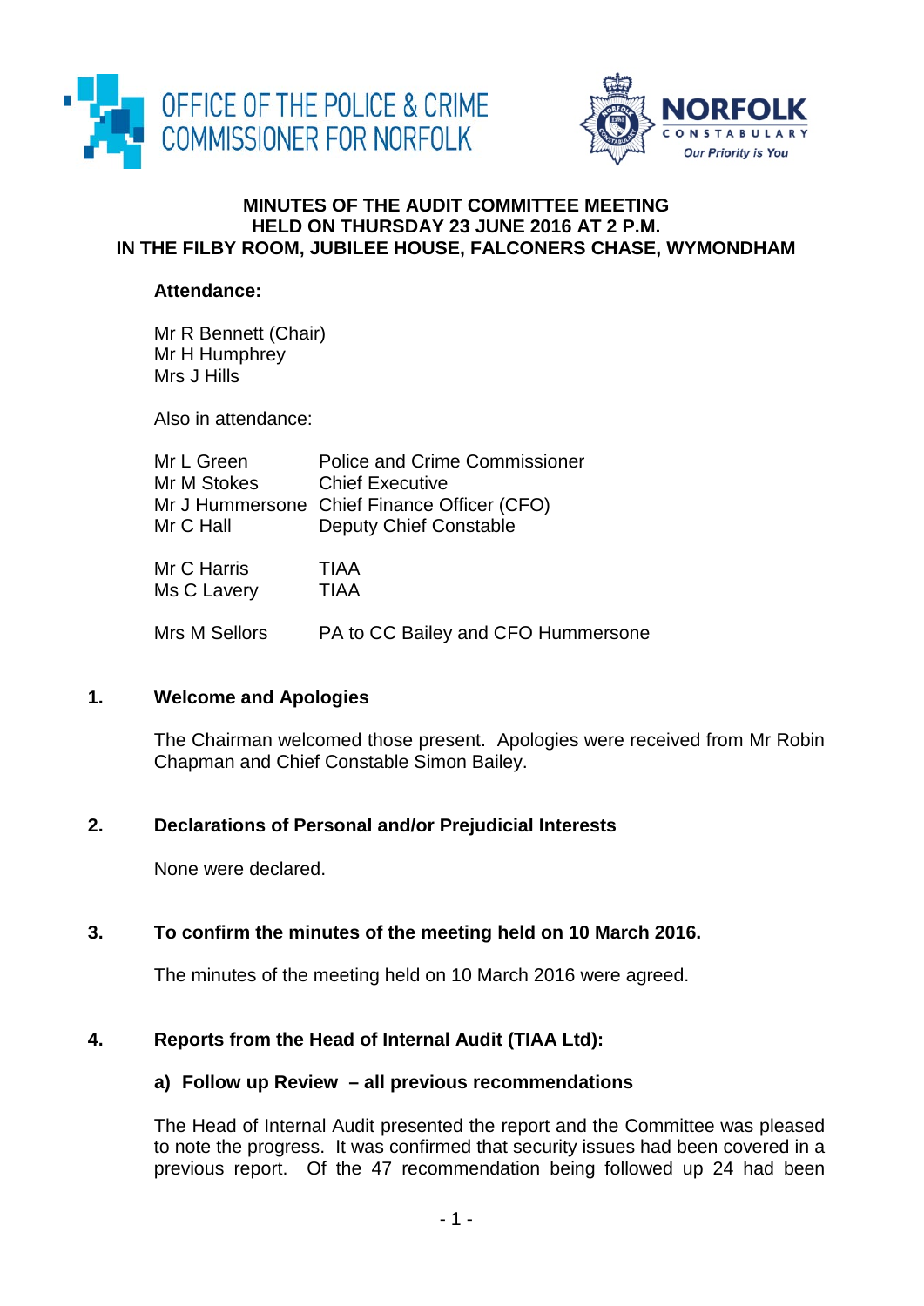OFFICE OF THE POLICE & CRIME COMMISSIONER FOR NORFOLK

NORFOLK CONSTABULARY
*Our Priority is You*

# MINUTES OF THE AUDIT COMMITTEE MEETING HELD ON THURSDAY 23 JUNE 2016 AT 2 P.M. IN THE FILBY ROOM, JUBILEE HOUSE, FALCONERS CHASE, WYMONDHAM

**Attendance:**

Mr R Bennett (Chair)
Mr H Humphrey
Mrs J Hills

Also in attendance:

| | |
|---|---|
| Mr L Green | Police and Crime Commissioner |
| Mr M Stokes | Chief Executive |
| Mr J Hummersone | Chief Finance Officer (CFO) |
| Mr C Hall | Deputy Chief Constable |
| Mr C Harris | TIAA |
| Ms C Lavery | TIAA |
| Mrs M Sellors | PA to CC Bailey and CFO Hummersone |

## 1. Welcome and Apologies

The Chairman welcomed those present. Apologies were received from Mr Robin Chapman and Chief Constable Simon Bailey.

## 2. Declarations of Personal and/or Prejudicial Interests

None were declared.

## 3. To confirm the minutes of the meeting held on 10 March 2016.

The minutes of the meeting held on 10 March 2016 were agreed.

## 4. Reports from the Head of Internal Audit (TIAA Ltd):

### a) Follow up Review – all previous recommendations

The Head of Internal Audit presented the report and the Committee was pleased to note the progress. It was confirmed that security issues had been covered in a previous report. Of the 47 recommendation being followed up 24 had been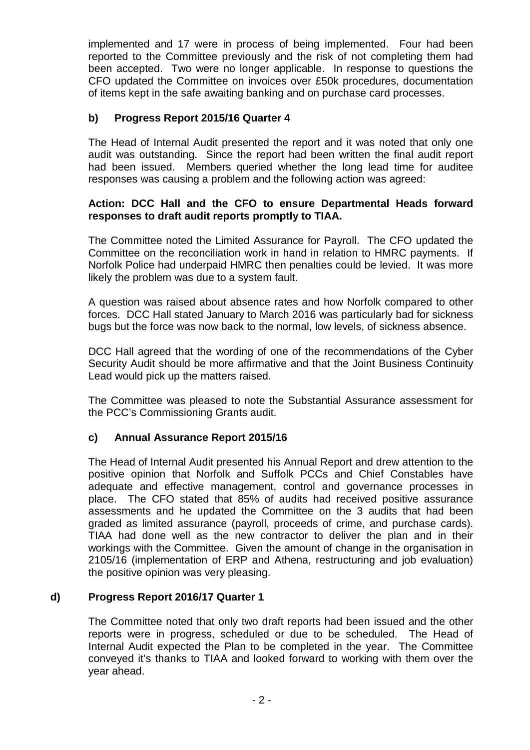implemented and 17 were in process of being implemented. Four had been reported to the Committee previously and the risk of not completing them had been accepted. Two were no longer applicable. In response to questions the CFO updated the Committee on invoices over £50k procedures, documentation of items kept in the safe awaiting banking and on purchase card processes.

### b) Progress Report 2015/16 Quarter 4

The Head of Internal Audit presented the report and it was noted that only one audit was outstanding. Since the report had been written the final audit report had been issued. Members queried whether the long lead time for auditee responses was causing a problem and the following action was agreed:

**Action: DCC Hall and the CFO to ensure Departmental Heads forward responses to draft audit reports promptly to TIAA.**

The Committee noted the Limited Assurance for Payroll. The CFO updated the Committee on the reconciliation work in hand in relation to HMRC payments. If Norfolk Police had underpaid HMRC then penalties could be levied. It was more likely the problem was due to a system fault.

A question was raised about absence rates and how Norfolk compared to other forces. DCC Hall stated January to March 2016 was particularly bad for sickness bugs but the force was now back to the normal, low levels, of sickness absence.

DCC Hall agreed that the wording of one of the recommendations of the Cyber Security Audit should be more affirmative and that the Joint Business Continuity Lead would pick up the matters raised.

The Committee was pleased to note the Substantial Assurance assessment for the PCC's Commissioning Grants audit.

### c) Annual Assurance Report 2015/16

The Head of Internal Audit presented his Annual Report and drew attention to the positive opinion that Norfolk and Suffolk PCCs and Chief Constables have adequate and effective management, control and governance processes in place. The CFO stated that 85% of audits had received positive assurance assessments and he updated the Committee on the 3 audits that had been graded as limited assurance (payroll, proceeds of crime, and purchase cards). TIAA had done well as the new contractor to deliver the plan and in their workings with the Committee. Given the amount of change in the organisation in 2105/16 (implementation of ERP and Athena, restructuring and job evaluation) the positive opinion was very pleasing.

### d) Progress Report 2016/17 Quarter 1

The Committee noted that only two draft reports had been issued and the other reports were in progress, scheduled or due to be scheduled. The Head of Internal Audit expected the Plan to be completed in the year. The Committee conveyed it's thanks to TIAA and looked forward to working with them over the year ahead.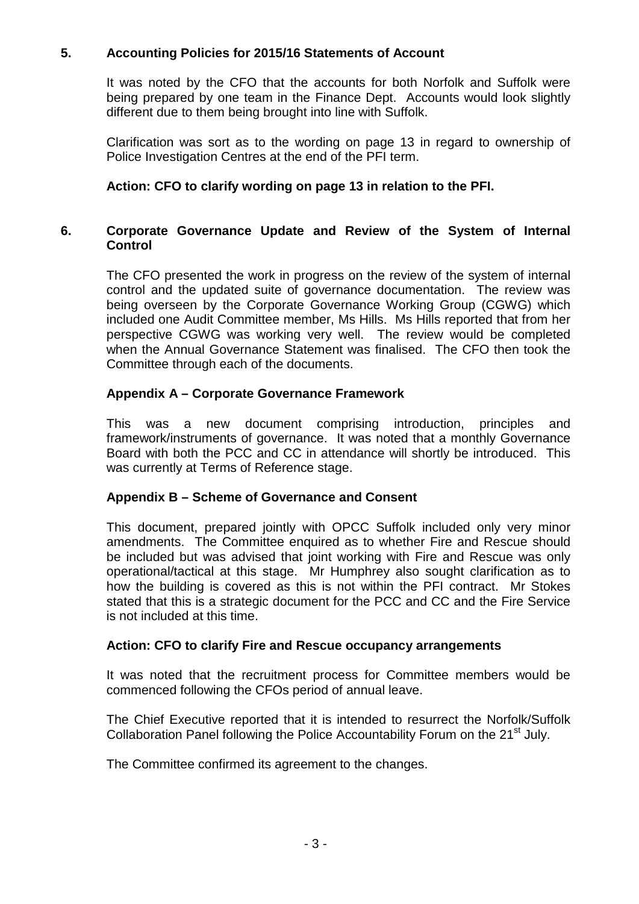## 5. Accounting Policies for 2015/16 Statements of Account

It was noted by the CFO that the accounts for both Norfolk and Suffolk were being prepared by one team in the Finance Dept. Accounts would look slightly different due to them being brought into line with Suffolk.

Clarification was sort as to the wording on page 13 in regard to ownership of Police Investigation Centres at the end of the PFI term.

**Action: CFO to clarify wording on page 13 in relation to the PFI.**

## 6. Corporate Governance Update and Review of the System of Internal Control

The CFO presented the work in progress on the review of the system of internal control and the updated suite of governance documentation. The review was being overseen by the Corporate Governance Working Group (CGWG) which included one Audit Committee member, Ms Hills. Ms Hills reported that from her perspective CGWG was working very well. The review would be completed when the Annual Governance Statement was finalised. The CFO then took the Committee through each of the documents.

### Appendix A – Corporate Governance Framework

This was a new document comprising introduction, principles and framework/instruments of governance. It was noted that a monthly Governance Board with both the PCC and CC in attendance will shortly be introduced. This was currently at Terms of Reference stage.

### Appendix B – Scheme of Governance and Consent

This document, prepared jointly with OPCC Suffolk included only very minor amendments. The Committee enquired as to whether Fire and Rescue should be included but was advised that joint working with Fire and Rescue was only operational/tactical at this stage. Mr Humphrey also sought clarification as to how the building is covered as this is not within the PFI contract. Mr Stokes stated that this is a strategic document for the PCC and CC and the Fire Service is not included at this time.

**Action: CFO to clarify Fire and Rescue occupancy arrangements**

It was noted that the recruitment process for Committee members would be commenced following the CFOs period of annual leave.

The Chief Executive reported that it is intended to resurrect the Norfolk/Suffolk Collaboration Panel following the Police Accountability Forum on the 21st July.

The Committee confirmed its agreement to the changes.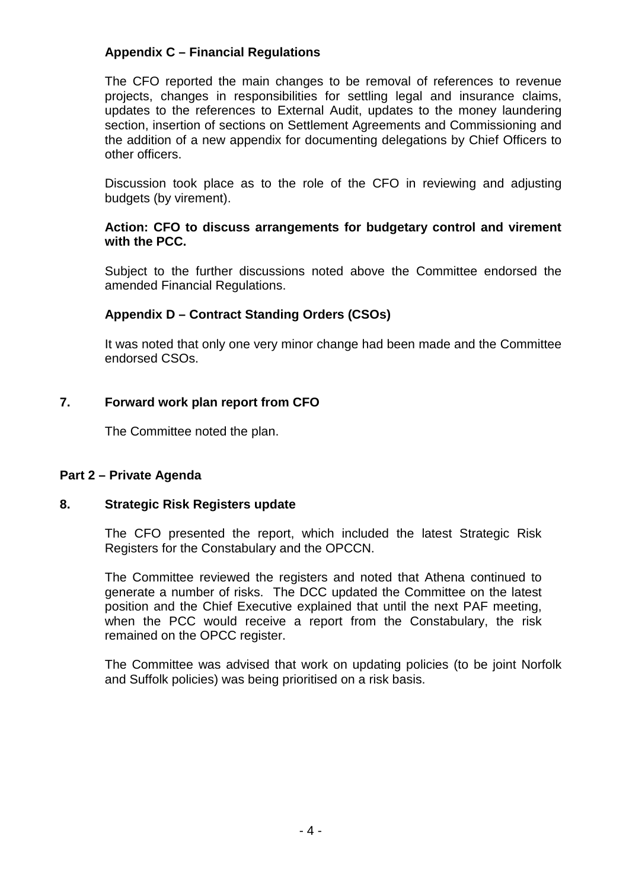**Appendix C – Financial Regulations**

The CFO reported the main changes to be removal of references to revenue projects, changes in responsibilities for settling legal and insurance claims, updates to the references to External Audit, updates to the money laundering section, insertion of sections on Settlement Agreements and Commissioning and the addition of a new appendix for documenting delegations by Chief Officers to other officers.

Discussion took place as to the role of the CFO in reviewing and adjusting budgets (by virement).

**Action: CFO to discuss arrangements for budgetary control and virement with the PCC.**

Subject to the further discussions noted above the Committee endorsed the amended Financial Regulations.

**Appendix D – Contract Standing Orders (CSOs)**

It was noted that only one very minor change had been made and the Committee endorsed CSOs.

**7. Forward work plan report from CFO**

The Committee noted the plan.

**Part 2 – Private Agenda**

**8. Strategic Risk Registers update**

The CFO presented the report, which included the latest Strategic Risk Registers for the Constabulary and the OPCCN.

The Committee reviewed the registers and noted that Athena continued to generate a number of risks. The DCC updated the Committee on the latest position and the Chief Executive explained that until the next PAF meeting, when the PCC would receive a report from the Constabulary, the risk remained on the OPCC register.

The Committee was advised that work on updating policies (to be joint Norfolk and Suffolk policies) was being prioritised on a risk basis.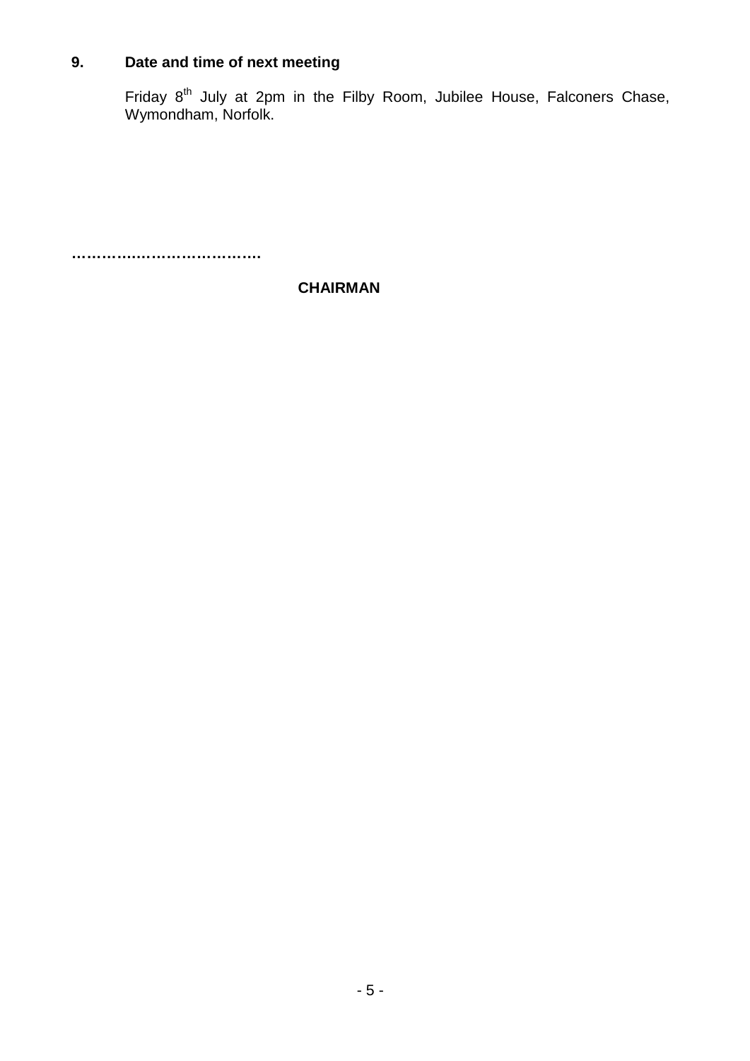## 9. Date and time of next meeting

Friday 8th July at 2pm in the Filby Room, Jubilee House, Falconers Chase, Wymondham, Norfolk.

……………………………….

**CHAIRMAN**